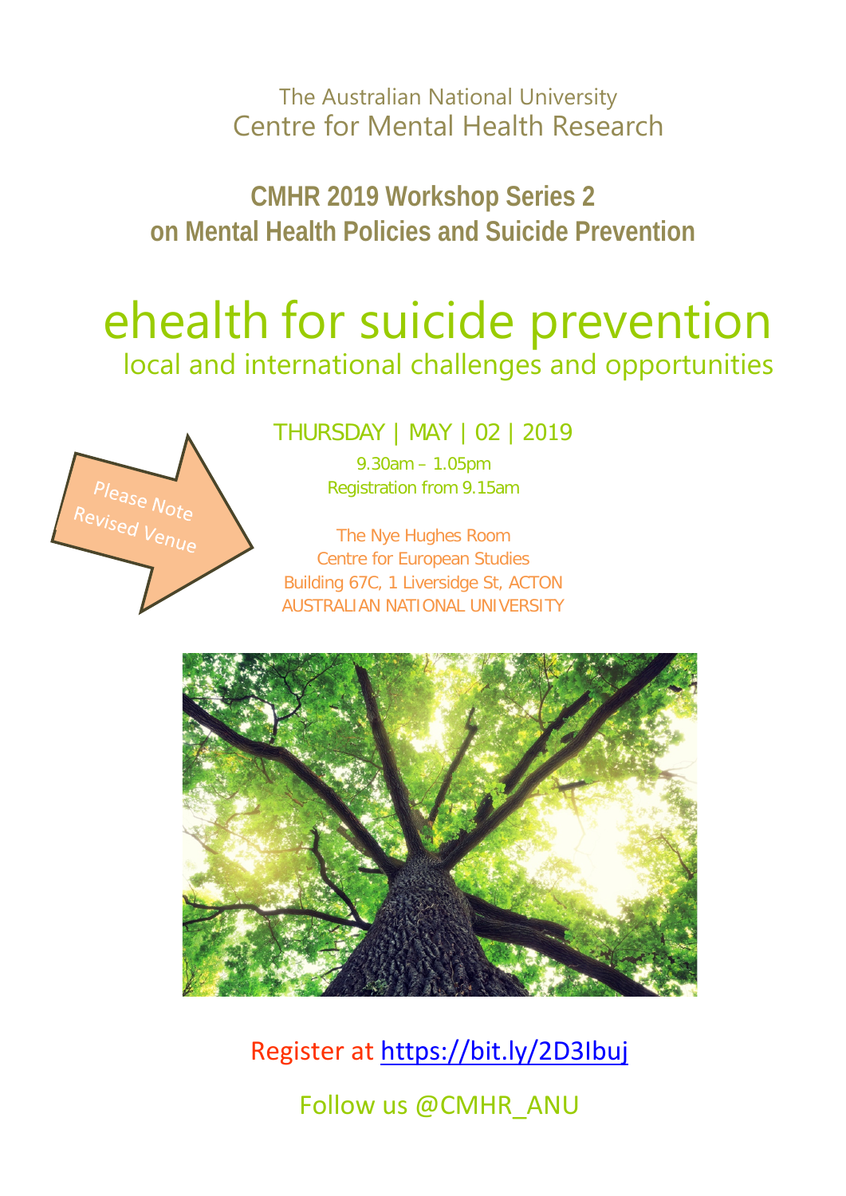The Australian National University

Centre for Mental Health Research

## CMHR 2019 Workshop Series 2 on Mental Health Policies and Suicide Prevention

# ehealth for suicide prevention

local and international challenges and opportunities

Please Note Revised Venue

THURSDAY | MAY | 02 | 2019

9.30am – 1.05pm

Registration from 9.15am

The Nye Hughes Room
Centre for European Studies
Building 67C, 1 Liversidge St, ACTON
AUSTRALIAN NATIONAL UNIVERSITY

Register at https://bit.ly/2D3Ibuj

Follow us @CMHR_ANU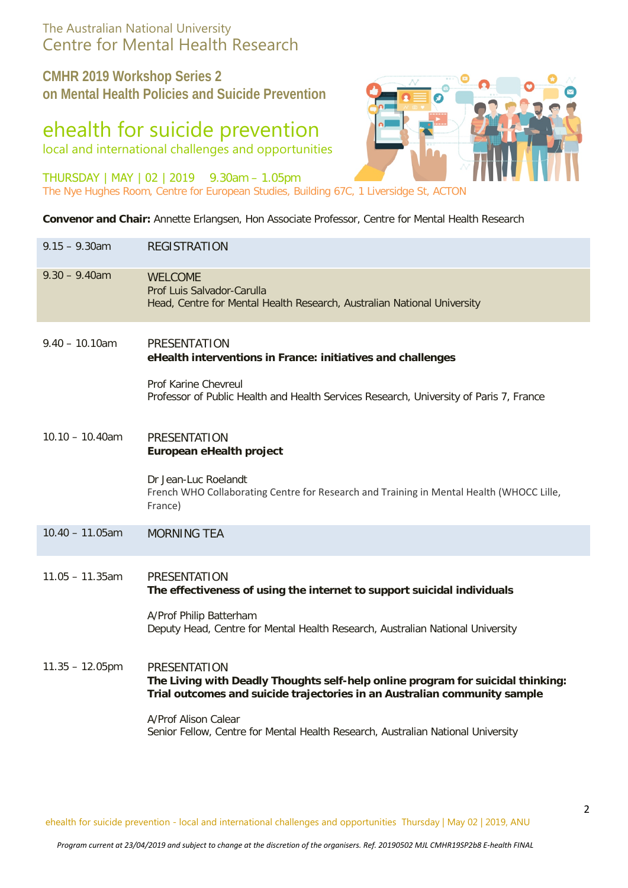The Australian National University
Centre for Mental Health Research

## CMHR 2019 Workshop Series 2
## on Mental Health Policies and Suicide Prevention

# ehealth for suicide prevention

local and international challenges and opportunities

THURSDAY | MAY | 02 | 2019 9.30am – 1.05pm
The Nye Hughes Room, Centre for European Studies, Building 67C, 1 Liversidge St, ACTON

**Convenor and Chair:** Annette Erlangsen, Hon Associate Professor, Centre for Mental Health Research

| Time | Session |
|---|---|
| 9.15 – 9.30am | REGISTRATION |
| 9.30 – 9.40am | WELCOME<br>Prof Luis Salvador-Carulla<br>Head, Centre for Mental Health Research, Australian National University |
| 9.40 – 10.10am | PRESENTATION<br>**eHealth interventions in France: initiatives and challenges**<br><br>Prof Karine Chevreul<br>Professor of Public Health and Health Services Research, University of Paris 7, France |
| 10.10 – 10.40am | PRESENTATION<br>**European eHealth project**<br><br>Dr Jean-Luc Roelandt<br>French WHO Collaborating Centre for Research and Training in Mental Health (WHOCC Lille, France) |
| 10.40 – 11.05am | MORNING TEA |
| 11.05 – 11.35am | PRESENTATION<br>**The effectiveness of using the internet to support suicidal individuals**<br><br>A/Prof Philip Batterham<br>Deputy Head, Centre for Mental Health Research, Australian National University |
| 11.35 – 12.05pm | PRESENTATION<br>**The Living with Deadly Thoughts self-help online program for suicidal thinking: Trial outcomes and suicide trajectories in an Australian community sample**<br><br>A/Prof Alison Calear<br>Senior Fellow, Centre for Mental Health Research, Australian National University |

*Program current at 23/04/2019 and subject to change at the discretion of the organisers. Ref. 20190502 MJL CMHR19SP2b8 E-health FINAL*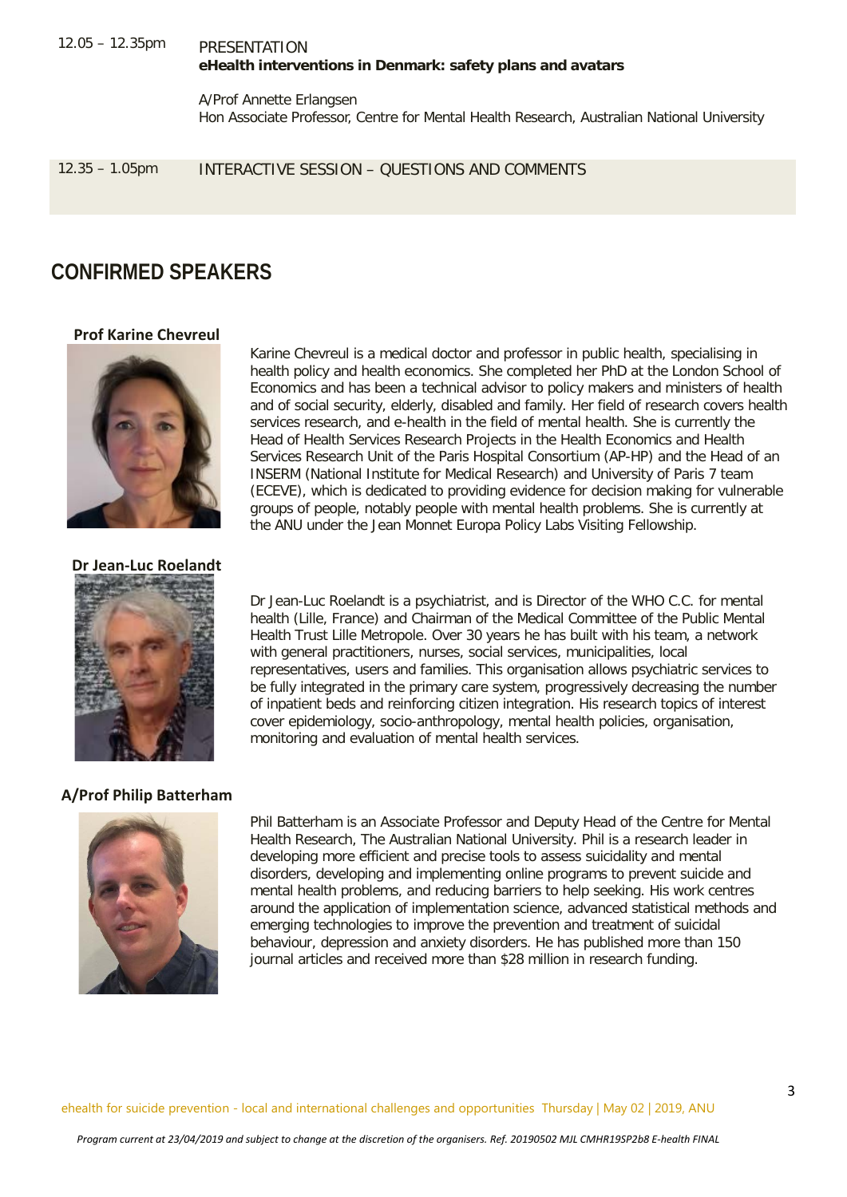| | |
|---|---|
| 12.05 – 12.35pm | PRESENTATION<br>**eHealth interventions in Denmark: safety plans and avatars**<br><br>A/Prof Annette Erlangsen<br>Hon Associate Professor, Centre for Mental Health Research, Australian National University |
| 12.35 – 1.05pm | INTERACTIVE SESSION – QUESTIONS AND COMMENTS |

## CONFIRMED SPEAKERS

**Prof Karine Chevreul**

Karine Chevreul is a medical doctor and professor in public health, specialising in health policy and health economics. She completed her PhD at the London School of Economics and has been a technical advisor to policy makers and ministers of health and of social security, elderly, disabled and family. Her field of research covers health services research, and e-health in the field of mental health. She is currently the Head of Health Services Research Projects in the Health Economics and Health Services Research Unit of the Paris Hospital Consortium (AP-HP) and the Head of an INSERM (National Institute for Medical Research) and University of Paris 7 team (ECEVE), which is dedicated to providing evidence for decision making for vulnerable groups of people, notably people with mental health problems. She is currently at the ANU under the Jean Monnet Europa Policy Labs Visiting Fellowship.

**Dr Jean-Luc Roelandt**

Dr Jean-Luc Roelandt is a psychiatrist, and is Director of the WHO C.C. for mental health (Lille, France) and Chairman of the Medical Committee of the Public Mental Health Trust Lille Metropole. Over 30 years he has built with his team, a network with general practitioners, nurses, social services, municipalities, local representatives, users and families. This organisation allows psychiatric services to be fully integrated in the primary care system, progressively decreasing the number of inpatient beds and reinforcing citizen integration. His research topics of interest cover epidemiology, socio-anthropology, mental health policies, organisation, monitoring and evaluation of mental health services.

**A/Prof Philip Batterham**

Phil Batterham is an Associate Professor and Deputy Head of the Centre for Mental Health Research, The Australian National University. Phil is a research leader in developing more efficient and precise tools to assess suicidality and mental disorders, developing and implementing online programs to prevent suicide and mental health problems, and reducing barriers to help seeking. His work centres around the application of implementation science, advanced statistical methods and emerging technologies to improve the prevention and treatment of suicidal behaviour, depression and anxiety disorders. He has published more than 150 journal articles and received more than $28 million in research funding.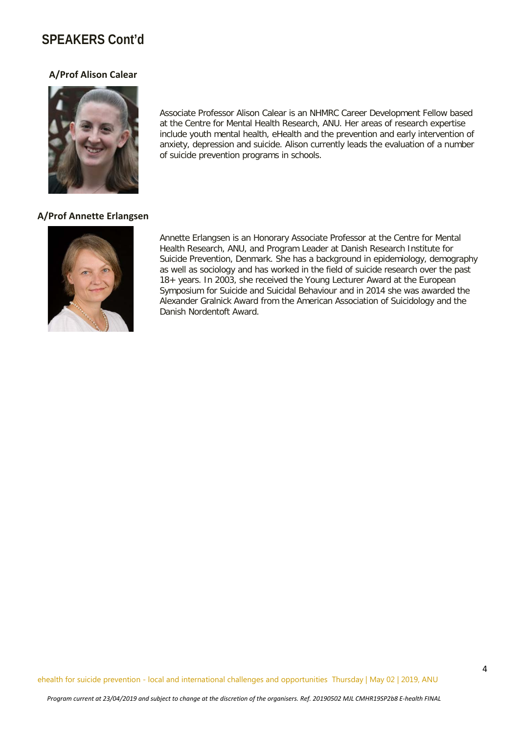# SPEAKERS Cont'd

### A/Prof Alison Calear

Associate Professor Alison Calear is an NHMRC Career Development Fellow based at the Centre for Mental Health Research, ANU. Her areas of research expertise include youth mental health, eHealth and the prevention and early intervention of anxiety, depression and suicide. Alison currently leads the evaluation of a number of suicide prevention programs in schools.

### A/Prof Annette Erlangsen

Annette Erlangsen is an Honorary Associate Professor at the Centre for Mental Health Research, ANU, and Program Leader at Danish Research Institute for Suicide Prevention, Denmark. She has a background in epidemiology, demography as well as sociology and has worked in the field of suicide research over the past 18+ years. In 2003, she received the Young Lecturer Award at the European Symposium for Suicide and Suicidal Behaviour and in 2014 she was awarded the Alexander Gralnick Award from the American Association of Suicidology and the Danish Nordentoft Award.